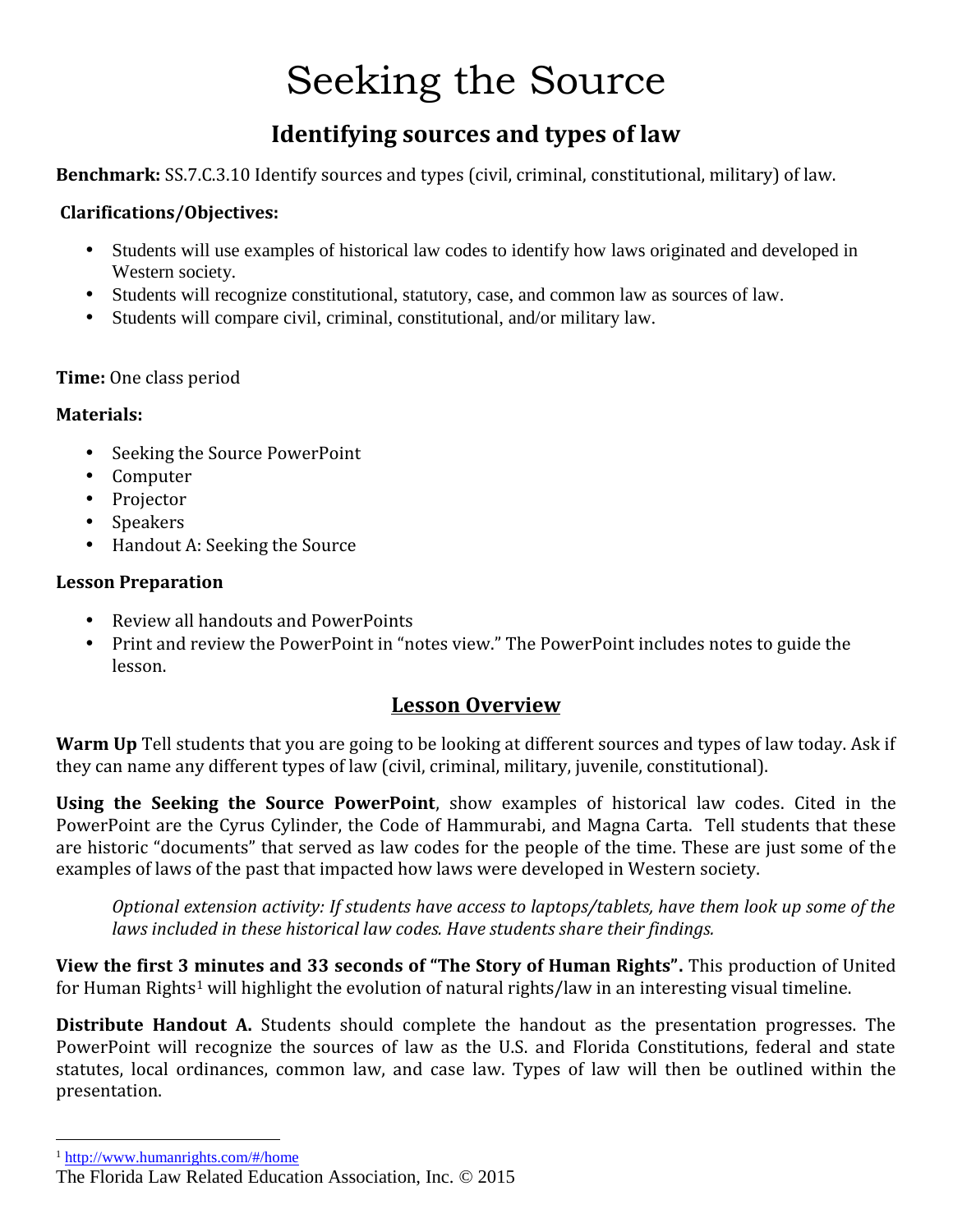# Seeking the Source

## Identifying sources and types of law

**Benchmark:** SS.7.C.3.10 Identify sources and types (civil, criminal, constitutional, military) of law.

**Clarifications/Objectives:**

- Students will use examples of historical law codes to identify how laws originated and developed in Western society.
- Students will recognize constitutional, statutory, case, and common law as sources of law.
- Students will compare civil, criminal, constitutional, and/or military law.

**Time:** One class period

**Materials:**

- Seeking the Source PowerPoint
- Computer
- Projector
- Speakers
- Handout A: Seeking the Source

**Lesson Preparation**

- Review all handouts and PowerPoints
- Print and review the PowerPoint in "notes view." The PowerPoint includes notes to guide the lesson.

## Lesson Overview

**Warm Up** Tell students that you are going to be looking at different sources and types of law today. Ask if they can name any different types of law (civil, criminal, military, juvenile, constitutional).

**Using the Seeking the Source PowerPoint**, show examples of historical law codes. Cited in the PowerPoint are the Cyrus Cylinder, the Code of Hammurabi, and Magna Carta. Tell students that these are historic "documents" that served as law codes for the people of the time. These are just some of the examples of laws of the past that impacted how laws were developed in Western society.

> *Optional extension activity: If students have access to laptops/tablets, have them look up some of the laws included in these historical law codes. Have students share their findings.*

**View the first 3 minutes and 33 seconds of "The Story of Human Rights".** This production of United for Human Rights[1] will highlight the evolution of natural rights/law in an interesting visual timeline.

**Distribute Handout A.** Students should complete the handout as the presentation progresses. The PowerPoint will recognize the sources of law as the U.S. and Florida Constitutions, federal and state statutes, local ordinances, common law, and case law. Types of law will then be outlined within the presentation.

---

[1] http://www.humanrights.com/#/home

The Florida Law Related Education Association, Inc. © 2015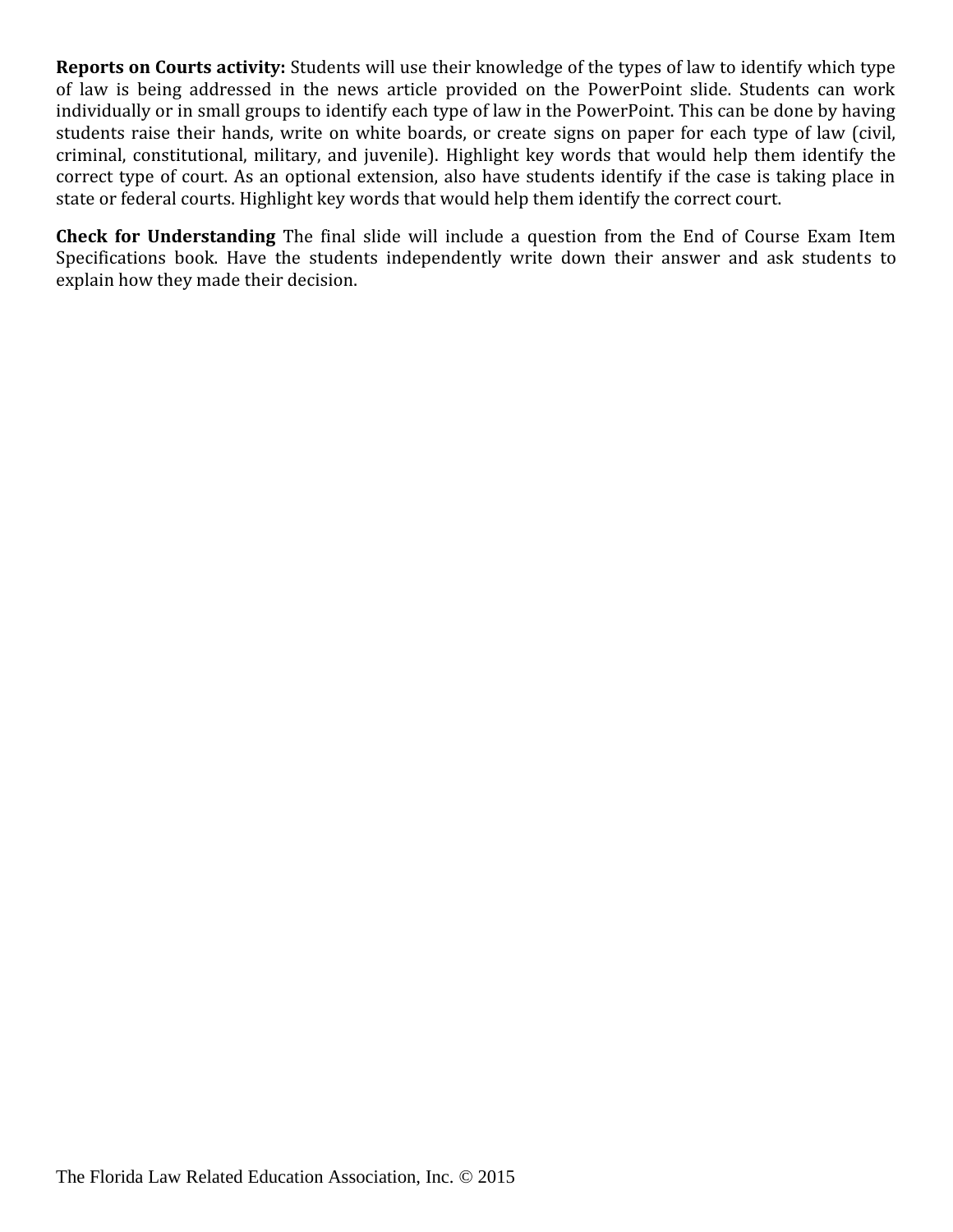**Reports on Courts activity:** Students will use their knowledge of the types of law to identify which type of law is being addressed in the news article provided on the PowerPoint slide. Students can work individually or in small groups to identify each type of law in the PowerPoint. This can be done by having students raise their hands, write on white boards, or create signs on paper for each type of law (civil, criminal, constitutional, military, and juvenile). Highlight key words that would help them identify the correct type of court. As an optional extension, also have students identify if the case is taking place in state or federal courts. Highlight key words that would help them identify the correct court.

**Check for Understanding** The final slide will include a question from the End of Course Exam Item Specifications book. Have the students independently write down their answer and ask students to explain how they made their decision.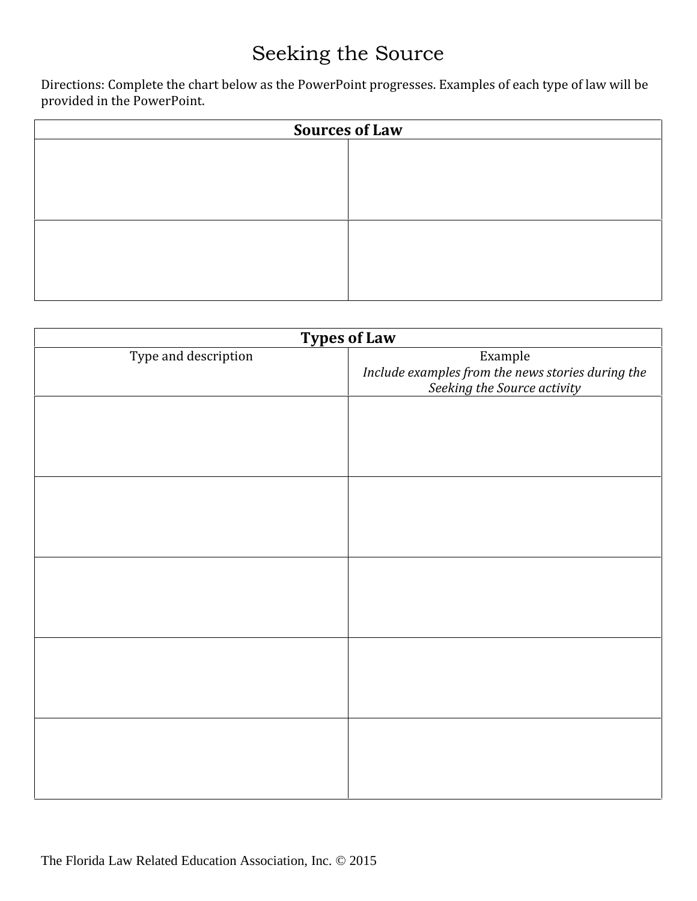# Seeking the Source

Directions: Complete the chart below as the PowerPoint progresses. Examples of each type of law will be provided in the PowerPoint.

| **Sources of Law** | |
|---|---|
| | |
| | |

| **Types of Law** | |
|---|---|
| Type and description | Example<br>*Include examples from the news stories during the Seeking the Source activity* |
| | |
| | |
| | |
| | |
| | |

The Florida Law Related Education Association, Inc. © 2015